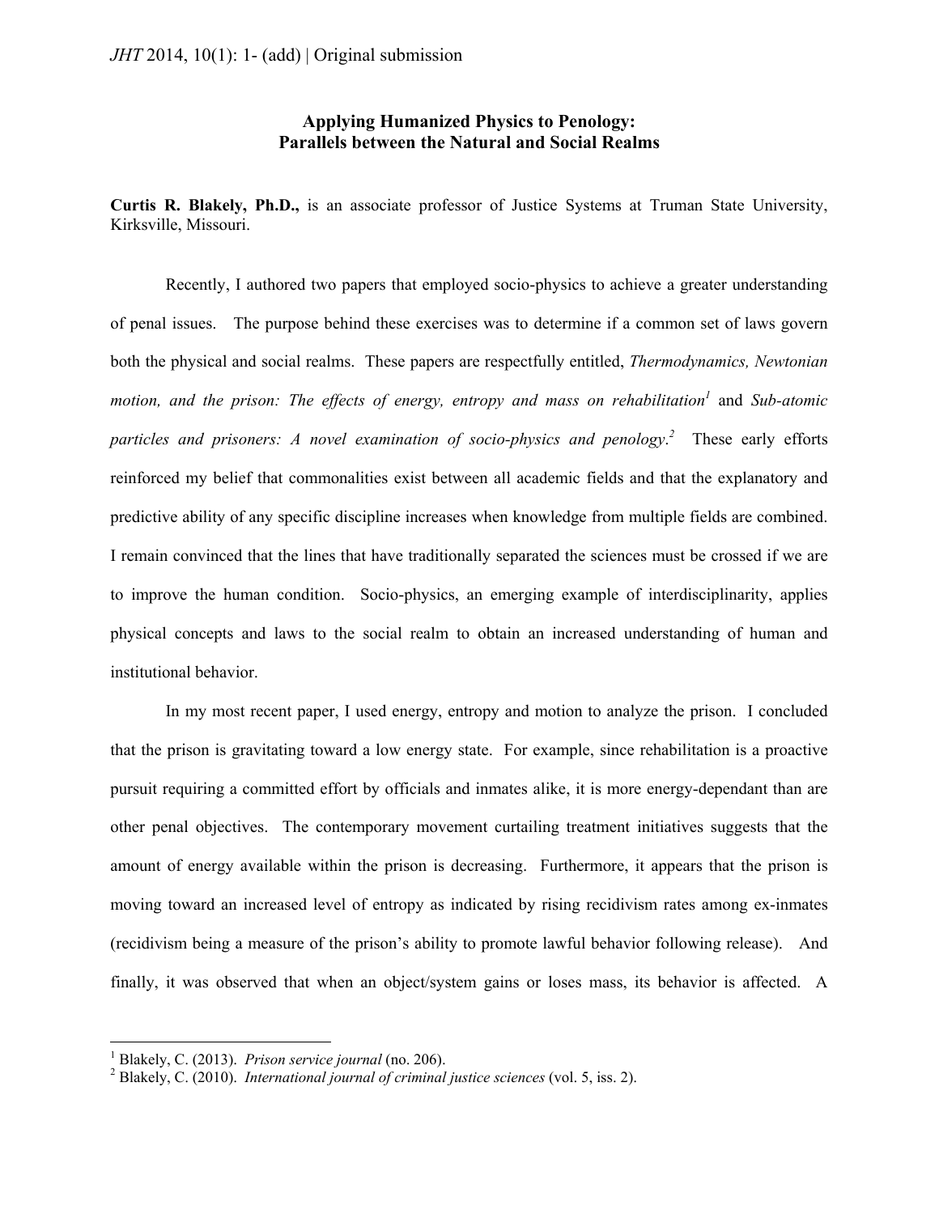# Applying Humanized Physics to Penology: Parallels between the Natural and Social Realms

**Curtis R. Blakely, Ph.D.,** is an associate professor of Justice Systems at Truman State University, Kirksville, Missouri.

Recently, I authored two papers that employed socio-physics to achieve a greater understanding of penal issues. The purpose behind these exercises was to determine if a common set of laws govern both the physical and social realms. These papers are respectfully entitled, *Thermodynamics, Newtonian motion, and the prison: The effects of energy, entropy and mass on rehabilitation*[1] and *Sub-atomic particles and prisoners: A novel examination of socio-physics and penology*.[2] These early efforts reinforced my belief that commonalities exist between all academic fields and that the explanatory and predictive ability of any specific discipline increases when knowledge from multiple fields are combined. I remain convinced that the lines that have traditionally separated the sciences must be crossed if we are to improve the human condition. Socio-physics, an emerging example of interdisciplinarity, applies physical concepts and laws to the social realm to obtain an increased understanding of human and institutional behavior.

In my most recent paper, I used energy, entropy and motion to analyze the prison. I concluded that the prison is gravitating toward a low energy state. For example, since rehabilitation is a proactive pursuit requiring a committed effort by officials and inmates alike, it is more energy-dependant than are other penal objectives. The contemporary movement curtailing treatment initiatives suggests that the amount of energy available within the prison is decreasing. Furthermore, it appears that the prison is moving toward an increased level of entropy as indicated by rising recidivism rates among ex-inmates (recidivism being a measure of the prison's ability to promote lawful behavior following release). And finally, it was observed that when an object/system gains or loses mass, its behavior is affected. A

---

[1] Blakely, C. (2013). *Prison service journal* (no. 206).

[2] Blakely, C. (2010). *International journal of criminal justice sciences* (vol. 5, iss. 2).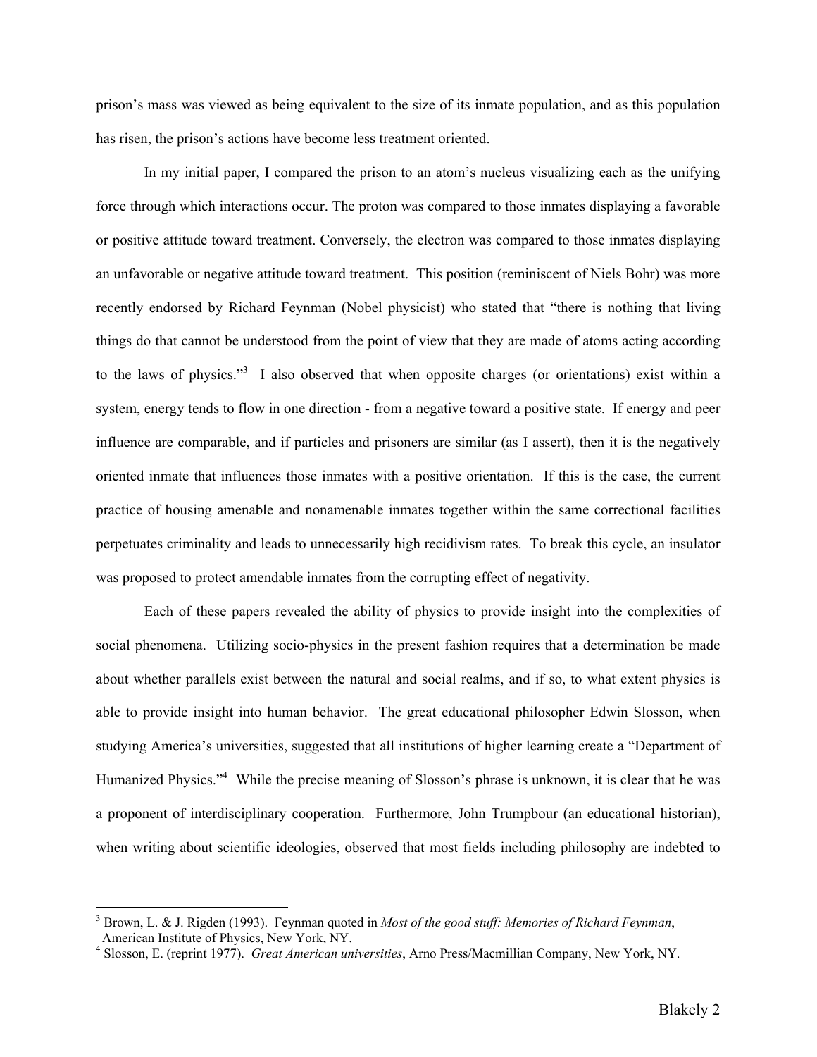prison's mass was viewed as being equivalent to the size of its inmate population, and as this population has risen, the prison's actions have become less treatment oriented.

In my initial paper, I compared the prison to an atom's nucleus visualizing each as the unifying force through which interactions occur. The proton was compared to those inmates displaying a favorable or positive attitude toward treatment. Conversely, the electron was compared to those inmates displaying an unfavorable or negative attitude toward treatment. This position (reminiscent of Niels Bohr) was more recently endorsed by Richard Feynman (Nobel physicist) who stated that "there is nothing that living things do that cannot be understood from the point of view that they are made of atoms acting according to the laws of physics."[3] I also observed that when opposite charges (or orientations) exist within a system, energy tends to flow in one direction - from a negative toward a positive state. If energy and peer influence are comparable, and if particles and prisoners are similar (as I assert), then it is the negatively oriented inmate that influences those inmates with a positive orientation. If this is the case, the current practice of housing amenable and nonamenable inmates together within the same correctional facilities perpetuates criminality and leads to unnecessarily high recidivism rates. To break this cycle, an insulator was proposed to protect amendable inmates from the corrupting effect of negativity.

Each of these papers revealed the ability of physics to provide insight into the complexities of social phenomena. Utilizing socio-physics in the present fashion requires that a determination be made about whether parallels exist between the natural and social realms, and if so, to what extent physics is able to provide insight into human behavior. The great educational philosopher Edwin Slosson, when studying America's universities, suggested that all institutions of higher learning create a "Department of Humanized Physics."[4] While the precise meaning of Slosson's phrase is unknown, it is clear that he was a proponent of interdisciplinary cooperation. Furthermore, John Trumpbour (an educational historian), when writing about scientific ideologies, observed that most fields including philosophy are indebted to

---

[3] Brown, L. & J. Rigden (1993). Feynman quoted in *Most of the good stuff: Memories of Richard Feynman*, American Institute of Physics, New York, NY.

[4] Slosson, E. (reprint 1977). *Great American universities*, Arno Press/Macmillian Company, New York, NY.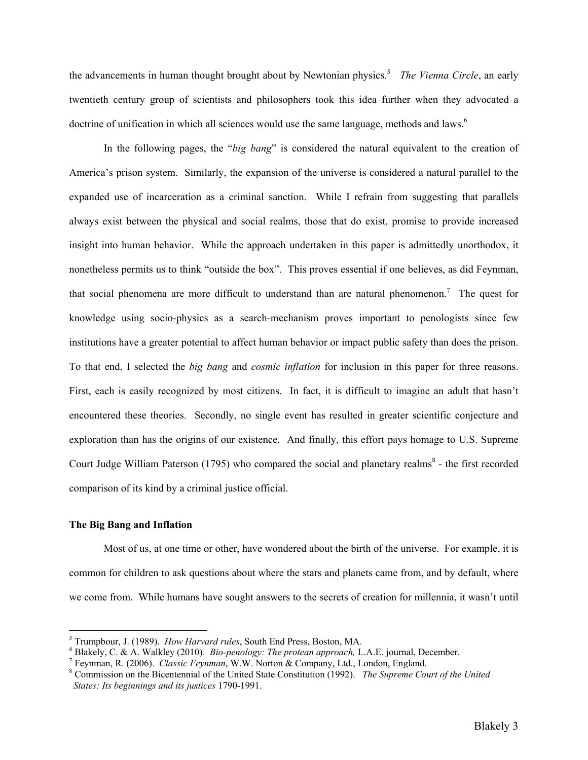the advancements in human thought brought about by Newtonian physics.[5] *The Vienna Circle*, an early twentieth century group of scientists and philosophers took this idea further when they advocated a doctrine of unification in which all sciences would use the same language, methods and laws.[6]

In the following pages, the "*big bang*" is considered the natural equivalent to the creation of America's prison system. Similarly, the expansion of the universe is considered a natural parallel to the expanded use of incarceration as a criminal sanction. While I refrain from suggesting that parallels always exist between the physical and social realms, those that do exist, promise to provide increased insight into human behavior. While the approach undertaken in this paper is admittedly unorthodox, it nonetheless permits us to think "outside the box". This proves essential if one believes, as did Feynman, that social phenomena are more difficult to understand than are natural phenomenon.[7] The quest for knowledge using socio-physics as a search-mechanism proves important to penologists since few institutions have a greater potential to affect human behavior or impact public safety than does the prison. To that end, I selected the *big bang* and *cosmic inflation* for inclusion in this paper for three reasons. First, each is easily recognized by most citizens. In fact, it is difficult to imagine an adult that hasn't encountered these theories. Secondly, no single event has resulted in greater scientific conjecture and exploration than has the origins of our existence. And finally, this effort pays homage to U.S. Supreme Court Judge William Paterson (1795) who compared the social and planetary realms[8] - the first recorded comparison of its kind by a criminal justice official.

**The Big Bang and Inflation**

Most of us, at one time or other, have wondered about the birth of the universe. For example, it is common for children to ask questions about where the stars and planets came from, and by default, where we come from. While humans have sought answers to the secrets of creation for millennia, it wasn't until

---

[5] Trumpbour, J. (1989). *How Harvard rules*, South End Press, Boston, MA.

[6] Blakely, C. & A. Walkley (2010). *Bio-penology: The protean approach,* L.A.E. journal, December.

[7] Feynman, R. (2006). *Classic Feynman*, W.W. Norton & Company, Ltd., London, England.

[8] Commission on the Bicentennial of the United State Constitution (1992). *The Supreme Court of the United States: Its beginnings and its justices* 1790-1991.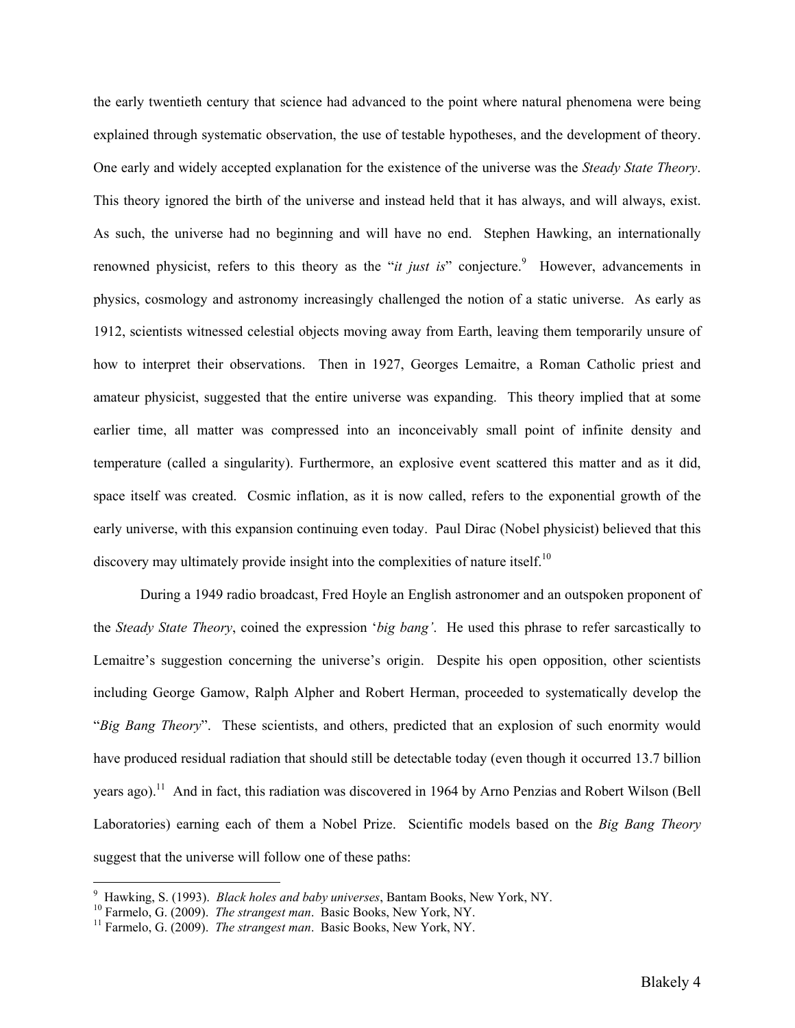the early twentieth century that science had advanced to the point where natural phenomena were being explained through systematic observation, the use of testable hypotheses, and the development of theory. One early and widely accepted explanation for the existence of the universe was the *Steady State Theory*. This theory ignored the birth of the universe and instead held that it has always, and will always, exist. As such, the universe had no beginning and will have no end. Stephen Hawking, an internationally renowned physicist, refers to this theory as the "*it just is*" conjecture.[9] However, advancements in physics, cosmology and astronomy increasingly challenged the notion of a static universe. As early as 1912, scientists witnessed celestial objects moving away from Earth, leaving them temporarily unsure of how to interpret their observations. Then in 1927, Georges Lemaitre, a Roman Catholic priest and amateur physicist, suggested that the entire universe was expanding. This theory implied that at some earlier time, all matter was compressed into an inconceivably small point of infinite density and temperature (called a singularity). Furthermore, an explosive event scattered this matter and as it did, space itself was created. Cosmic inflation, as it is now called, refers to the exponential growth of the early universe, with this expansion continuing even today. Paul Dirac (Nobel physicist) believed that this discovery may ultimately provide insight into the complexities of nature itself.[10]

During a 1949 radio broadcast, Fred Hoyle an English astronomer and an outspoken proponent of the *Steady State Theory*, coined the expression '*big bang'*. He used this phrase to refer sarcastically to Lemaitre's suggestion concerning the universe's origin. Despite his open opposition, other scientists including George Gamow, Ralph Alpher and Robert Herman, proceeded to systematically develop the "*Big Bang Theory*". These scientists, and others, predicted that an explosion of such enormity would have produced residual radiation that should still be detectable today (even though it occurred 13.7 billion years ago).[11] And in fact, this radiation was discovered in 1964 by Arno Penzias and Robert Wilson (Bell Laboratories) earning each of them a Nobel Prize. Scientific models based on the *Big Bang Theory* suggest that the universe will follow one of these paths:

---

[9] Hawking, S. (1993). *Black holes and baby universes*, Bantam Books, New York, NY.
[10] Farmelo, G. (2009). *The strangest man*. Basic Books, New York, NY.
[11] Farmelo, G. (2009). *The strangest man*. Basic Books, New York, NY.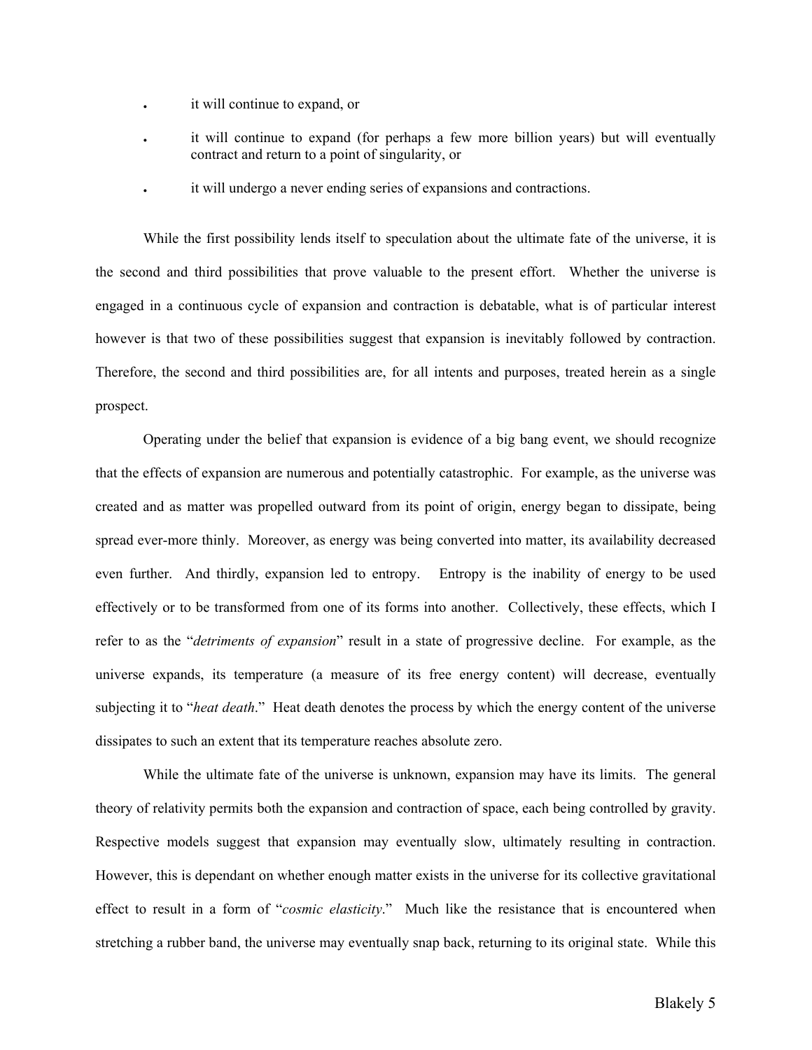- it will continue to expand, or
- it will continue to expand (for perhaps a few more billion years) but will eventually contract and return to a point of singularity, or
- it will undergo a never ending series of expansions and contractions.

While the first possibility lends itself to speculation about the ultimate fate of the universe, it is the second and third possibilities that prove valuable to the present effort. Whether the universe is engaged in a continuous cycle of expansion and contraction is debatable, what is of particular interest however is that two of these possibilities suggest that expansion is inevitably followed by contraction. Therefore, the second and third possibilities are, for all intents and purposes, treated herein as a single prospect.

Operating under the belief that expansion is evidence of a big bang event, we should recognize that the effects of expansion are numerous and potentially catastrophic. For example, as the universe was created and as matter was propelled outward from its point of origin, energy began to dissipate, being spread ever-more thinly. Moreover, as energy was being converted into matter, its availability decreased even further. And thirdly, expansion led to entropy. Entropy is the inability of energy to be used effectively or to be transformed from one of its forms into another. Collectively, these effects, which I refer to as the "*detriments of expansion*" result in a state of progressive decline. For example, as the universe expands, its temperature (a measure of its free energy content) will decrease, eventually subjecting it to "*heat death*." Heat death denotes the process by which the energy content of the universe dissipates to such an extent that its temperature reaches absolute zero.

While the ultimate fate of the universe is unknown, expansion may have its limits. The general theory of relativity permits both the expansion and contraction of space, each being controlled by gravity. Respective models suggest that expansion may eventually slow, ultimately resulting in contraction. However, this is dependant on whether enough matter exists in the universe for its collective gravitational effect to result in a form of "*cosmic elasticity*." Much like the resistance that is encountered when stretching a rubber band, the universe may eventually snap back, returning to its original state. While this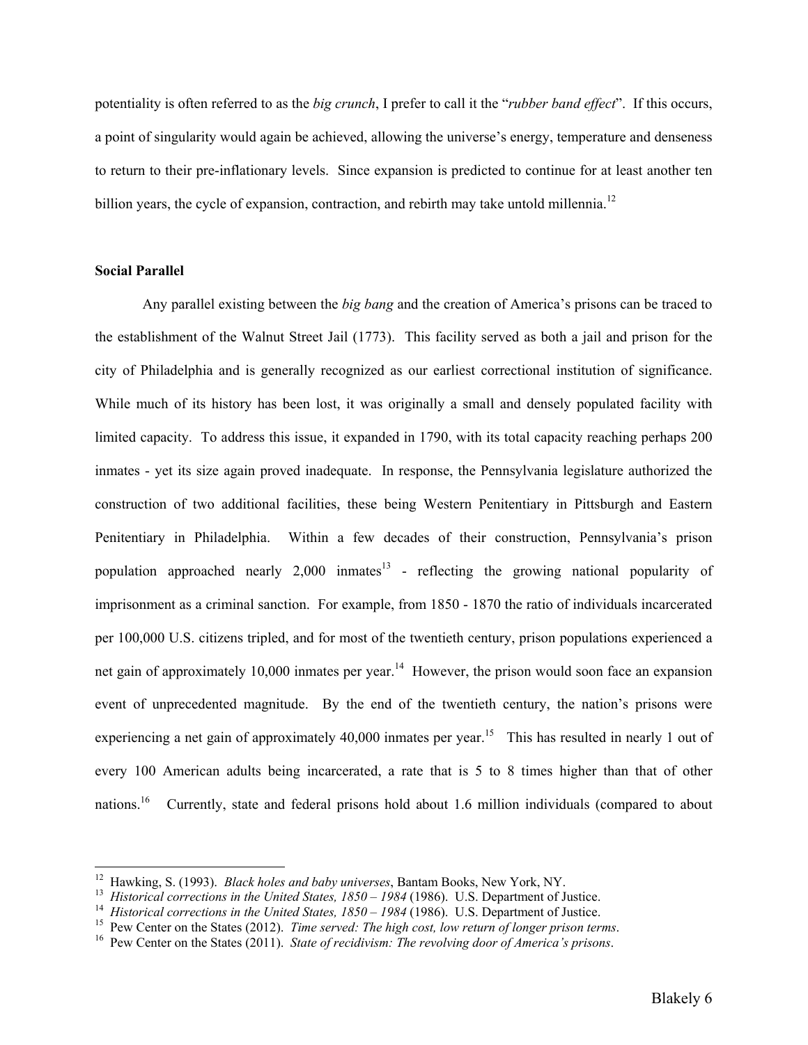potentiality is often referred to as the *big crunch*, I prefer to call it the "*rubber band effect*". If this occurs, a point of singularity would again be achieved, allowing the universe's energy, temperature and denseness to return to their pre-inflationary levels. Since expansion is predicted to continue for at least another ten billion years, the cycle of expansion, contraction, and rebirth may take untold millennia.[12]

**Social Parallel**

Any parallel existing between the *big bang* and the creation of America's prisons can be traced to the establishment of the Walnut Street Jail (1773). This facility served as both a jail and prison for the city of Philadelphia and is generally recognized as our earliest correctional institution of significance. While much of its history has been lost, it was originally a small and densely populated facility with limited capacity. To address this issue, it expanded in 1790, with its total capacity reaching perhaps 200 inmates - yet its size again proved inadequate. In response, the Pennsylvania legislature authorized the construction of two additional facilities, these being Western Penitentiary in Pittsburgh and Eastern Penitentiary in Philadelphia. Within a few decades of their construction, Pennsylvania's prison population approached nearly 2,000 inmates[13] - reflecting the growing national popularity of imprisonment as a criminal sanction. For example, from 1850 - 1870 the ratio of individuals incarcerated per 100,000 U.S. citizens tripled, and for most of the twentieth century, prison populations experienced a net gain of approximately 10,000 inmates per year.[14] However, the prison would soon face an expansion event of unprecedented magnitude. By the end of the twentieth century, the nation's prisons were experiencing a net gain of approximately 40,000 inmates per year.[15] This has resulted in nearly 1 out of every 100 American adults being incarcerated, a rate that is 5 to 8 times higher than that of other nations.[16] Currently, state and federal prisons hold about 1.6 million individuals (compared to about

---

[12] Hawking, S. (1993). *Black holes and baby universes*, Bantam Books, New York, NY.

[13] *Historical corrections in the United States, 1850 – 1984* (1986). U.S. Department of Justice.

[14] *Historical corrections in the United States, 1850 – 1984* (1986). U.S. Department of Justice.

[15] Pew Center on the States (2012). *Time served: The high cost, low return of longer prison terms*.

[16] Pew Center on the States (2011). *State of recidivism: The revolving door of America's prisons*.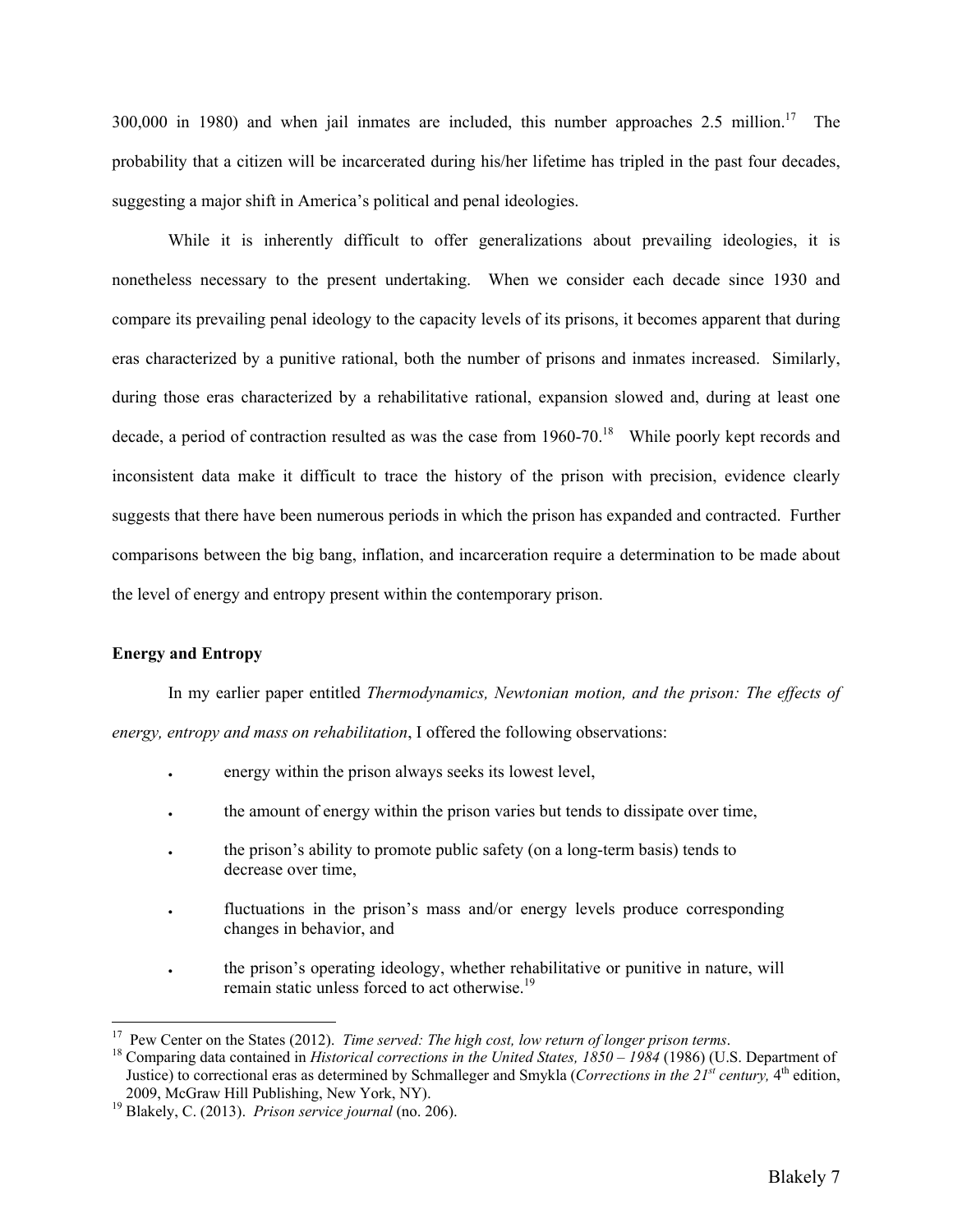300,000 in 1980) and when jail inmates are included, this number approaches 2.5 million.[17] The probability that a citizen will be incarcerated during his/her lifetime has tripled in the past four decades, suggesting a major shift in America's political and penal ideologies.

While it is inherently difficult to offer generalizations about prevailing ideologies, it is nonetheless necessary to the present undertaking. When we consider each decade since 1930 and compare its prevailing penal ideology to the capacity levels of its prisons, it becomes apparent that during eras characterized by a punitive rational, both the number of prisons and inmates increased. Similarly, during those eras characterized by a rehabilitative rational, expansion slowed and, during at least one decade, a period of contraction resulted as was the case from 1960-70.[18] While poorly kept records and inconsistent data make it difficult to trace the history of the prison with precision, evidence clearly suggests that there have been numerous periods in which the prison has expanded and contracted. Further comparisons between the big bang, inflation, and incarceration require a determination to be made about the level of energy and entropy present within the contemporary prison.

**Energy and Entropy**

In my earlier paper entitled *Thermodynamics, Newtonian motion, and the prison: The effects of energy, entropy and mass on rehabilitation*, I offered the following observations:

- energy within the prison always seeks its lowest level,
- the amount of energy within the prison varies but tends to dissipate over time,
- the prison's ability to promote public safety (on a long-term basis) tends to decrease over time,
- fluctuations in the prison's mass and/or energy levels produce corresponding changes in behavior, and
- the prison's operating ideology, whether rehabilitative or punitive in nature, will remain static unless forced to act otherwise.[19]

---

[17] Pew Center on the States (2012). *Time served: The high cost, low return of longer prison terms*.

[18] Comparing data contained in *Historical corrections in the United States, 1850 – 1984* (1986) (U.S. Department of Justice) to correctional eras as determined by Schmalleger and Smykla (*Corrections in the 21st century,* 4th edition, 2009, McGraw Hill Publishing, New York, NY).

[19] Blakely, C. (2013). *Prison service journal* (no. 206).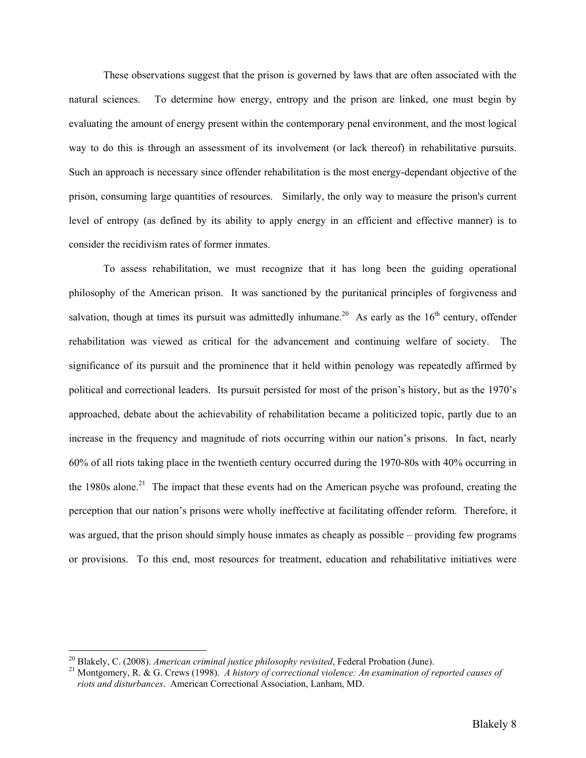These observations suggest that the prison is governed by laws that are often associated with the natural sciences. To determine how energy, entropy and the prison are linked, one must begin by evaluating the amount of energy present within the contemporary penal environment, and the most logical way to do this is through an assessment of its involvement (or lack thereof) in rehabilitative pursuits. Such an approach is necessary since offender rehabilitation is the most energy-dependant objective of the prison, consuming large quantities of resources. Similarly, the only way to measure the prison's current level of entropy (as defined by its ability to apply energy in an efficient and effective manner) is to consider the recidivism rates of former inmates.

To assess rehabilitation, we must recognize that it has long been the guiding operational philosophy of the American prison. It was sanctioned by the puritanical principles of forgiveness and salvation, though at times its pursuit was admittedly inhumane.[20] As early as the 16th century, offender rehabilitation was viewed as critical for the advancement and continuing welfare of society. The significance of its pursuit and the prominence that it held within penology was repeatedly affirmed by political and correctional leaders. Its pursuit persisted for most of the prison's history, but as the 1970's approached, debate about the achievability of rehabilitation became a politicized topic, partly due to an increase in the frequency and magnitude of riots occurring within our nation's prisons. In fact, nearly 60% of all riots taking place in the twentieth century occurred during the 1970-80s with 40% occurring in the 1980s alone.[21] The impact that these events had on the American psyche was profound, creating the perception that our nation's prisons were wholly ineffective at facilitating offender reform. Therefore, it was argued, that the prison should simply house inmates as cheaply as possible – providing few programs or provisions. To this end, most resources for treatment, education and rehabilitative initiatives were

[20] Blakely, C. (2008). *American criminal justice philosophy revisited*, Federal Probation (June).

[21] Montgomery, R. & G. Crews (1998). *A history of correctional violence: An examination of reported causes of riots and disturbances*. American Correctional Association, Lanham, MD.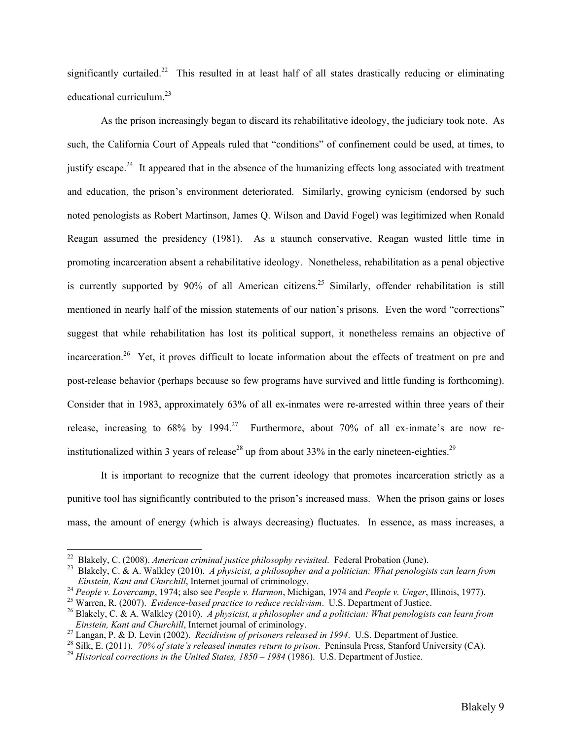significantly curtailed.[22] This resulted in at least half of all states drastically reducing or eliminating educational curriculum.[23]

As the prison increasingly began to discard its rehabilitative ideology, the judiciary took note. As such, the California Court of Appeals ruled that "conditions" of confinement could be used, at times, to justify escape.[24] It appeared that in the absence of the humanizing effects long associated with treatment and education, the prison's environment deteriorated. Similarly, growing cynicism (endorsed by such noted penologists as Robert Martinson, James Q. Wilson and David Fogel) was legitimized when Ronald Reagan assumed the presidency (1981). As a staunch conservative, Reagan wasted little time in promoting incarceration absent a rehabilitative ideology. Nonetheless, rehabilitation as a penal objective is currently supported by 90% of all American citizens.[25] Similarly, offender rehabilitation is still mentioned in nearly half of the mission statements of our nation's prisons. Even the word "corrections" suggest that while rehabilitation has lost its political support, it nonetheless remains an objective of incarceration.[26] Yet, it proves difficult to locate information about the effects of treatment on pre and post-release behavior (perhaps because so few programs have survived and little funding is forthcoming). Consider that in 1983, approximately 63% of all ex-inmates were re-arrested within three years of their release, increasing to 68% by 1994.[27] Furthermore, about 70% of all ex-inmate's are now re-institutionalized within 3 years of release[28] up from about 33% in the early nineteen-eighties.[29]

It is important to recognize that the current ideology that promotes incarceration strictly as a punitive tool has significantly contributed to the prison's increased mass. When the prison gains or loses mass, the amount of energy (which is always decreasing) fluctuates. In essence, as mass increases, a

---

[22] Blakely, C. (2008). *American criminal justice philosophy revisited*. Federal Probation (June).

[23] Blakely, C. & A. Walkley (2010). *A physicist, a philosopher and a politician: What penologists can learn from Einstein, Kant and Churchill*, Internet journal of criminology.

[24] *People v. Lovercamp*, 1974; also see *People v. Harmon*, Michigan, 1974 and *People v. Unger*, Illinois, 1977).

[25] Warren, R. (2007). *Evidence-based practice to reduce recidivism*. U.S. Department of Justice.

[26] Blakely, C. & A. Walkley (2010). *A physicist, a philosopher and a politician: What penologists can learn from Einstein, Kant and Churchill*, Internet journal of criminology.

[27] Langan, P. & D. Levin (2002). *Recidivism of prisoners released in 1994*. U.S. Department of Justice.

[28] Silk, E. (2011). *70% of state's released inmates return to prison*. Peninsula Press, Stanford University (CA).

[29] *Historical corrections in the United States, 1850 – 1984* (1986). U.S. Department of Justice.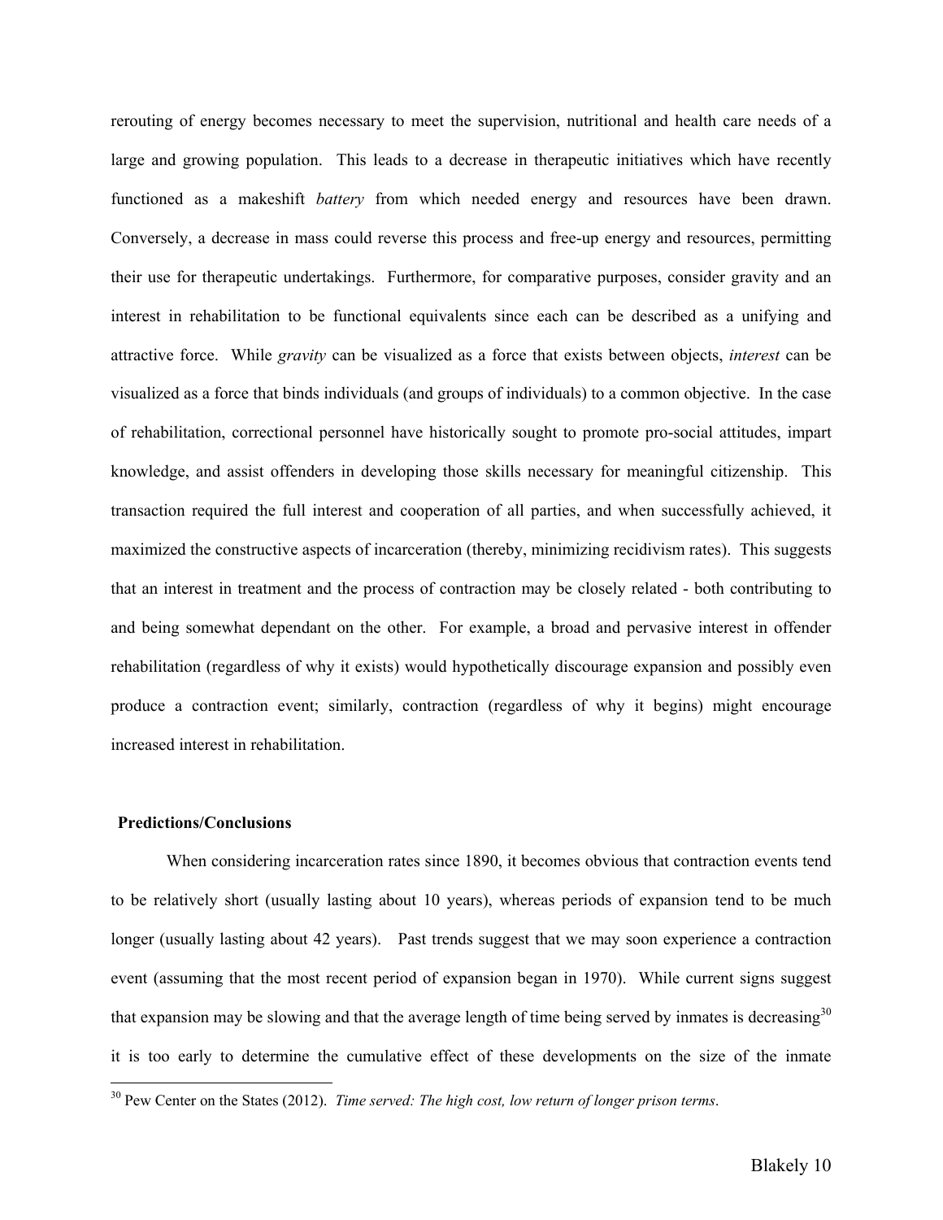rerouting of energy becomes necessary to meet the supervision, nutritional and health care needs of a large and growing population. This leads to a decrease in therapeutic initiatives which have recently functioned as a makeshift *battery* from which needed energy and resources have been drawn. Conversely, a decrease in mass could reverse this process and free-up energy and resources, permitting their use for therapeutic undertakings. Furthermore, for comparative purposes, consider gravity and an interest in rehabilitation to be functional equivalents since each can be described as a unifying and attractive force. While *gravity* can be visualized as a force that exists between objects, *interest* can be visualized as a force that binds individuals (and groups of individuals) to a common objective. In the case of rehabilitation, correctional personnel have historically sought to promote pro-social attitudes, impart knowledge, and assist offenders in developing those skills necessary for meaningful citizenship. This transaction required the full interest and cooperation of all parties, and when successfully achieved, it maximized the constructive aspects of incarceration (thereby, minimizing recidivism rates). This suggests that an interest in treatment and the process of contraction may be closely related - both contributing to and being somewhat dependant on the other. For example, a broad and pervasive interest in offender rehabilitation (regardless of why it exists) would hypothetically discourage expansion and possibly even produce a contraction event; similarly, contraction (regardless of why it begins) might encourage increased interest in rehabilitation.

## Predictions/Conclusions

When considering incarceration rates since 1890, it becomes obvious that contraction events tend to be relatively short (usually lasting about 10 years), whereas periods of expansion tend to be much longer (usually lasting about 42 years). Past trends suggest that we may soon experience a contraction event (assuming that the most recent period of expansion began in 1970). While current signs suggest that expansion may be slowing and that the average length of time being served by inmates is decreasing[30] it is too early to determine the cumulative effect of these developments on the size of the inmate

[30] Pew Center on the States (2012). *Time served: The high cost, low return of longer prison terms*.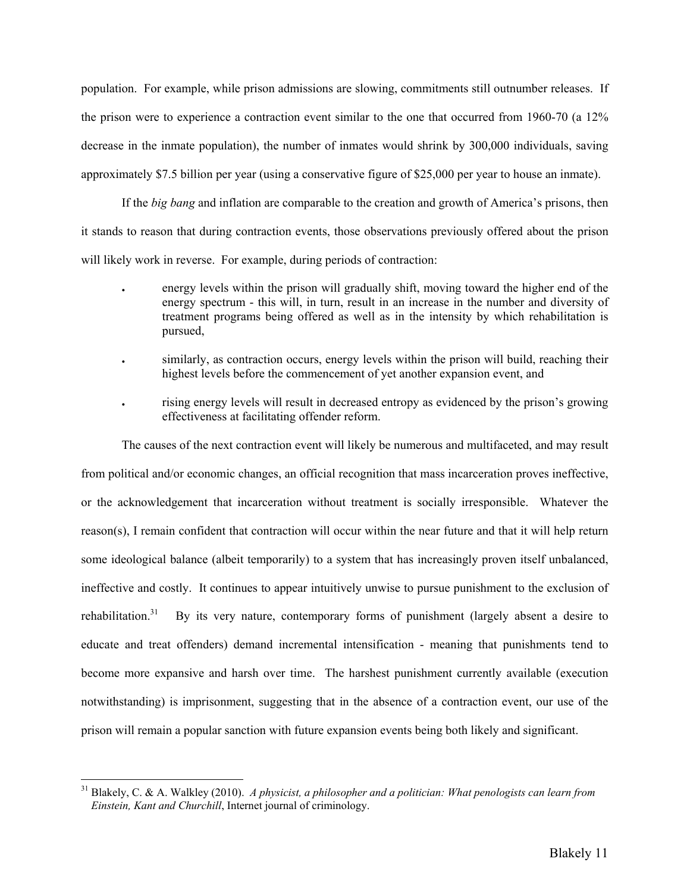population. For example, while prison admissions are slowing, commitments still outnumber releases. If the prison were to experience a contraction event similar to the one that occurred from 1960-70 (a 12% decrease in the inmate population), the number of inmates would shrink by 300,000 individuals, saving approximately $7.5 billion per year (using a conservative figure of $25,000 per year to house an inmate).

If the *big bang* and inflation are comparable to the creation and growth of America's prisons, then it stands to reason that during contraction events, those observations previously offered about the prison will likely work in reverse. For example, during periods of contraction:

- energy levels within the prison will gradually shift, moving toward the higher end of the energy spectrum - this will, in turn, result in an increase in the number and diversity of treatment programs being offered as well as in the intensity by which rehabilitation is pursued,
- similarly, as contraction occurs, energy levels within the prison will build, reaching their highest levels before the commencement of yet another expansion event, and
- rising energy levels will result in decreased entropy as evidenced by the prison's growing effectiveness at facilitating offender reform.

The causes of the next contraction event will likely be numerous and multifaceted, and may result from political and/or economic changes, an official recognition that mass incarceration proves ineffective, or the acknowledgement that incarceration without treatment is socially irresponsible. Whatever the reason(s), I remain confident that contraction will occur within the near future and that it will help return some ideological balance (albeit temporarily) to a system that has increasingly proven itself unbalanced, ineffective and costly. It continues to appear intuitively unwise to pursue punishment to the exclusion of rehabilitation.[31] By its very nature, contemporary forms of punishment (largely absent a desire to educate and treat offenders) demand incremental intensification - meaning that punishments tend to become more expansive and harsh over time. The harshest punishment currently available (execution notwithstanding) is imprisonment, suggesting that in the absence of a contraction event, our use of the prison will remain a popular sanction with future expansion events being both likely and significant.

---

[31] Blakely, C. & A. Walkley (2010). *A physicist, a philosopher and a politician: What penologists can learn from Einstein, Kant and Churchill*, Internet journal of criminology.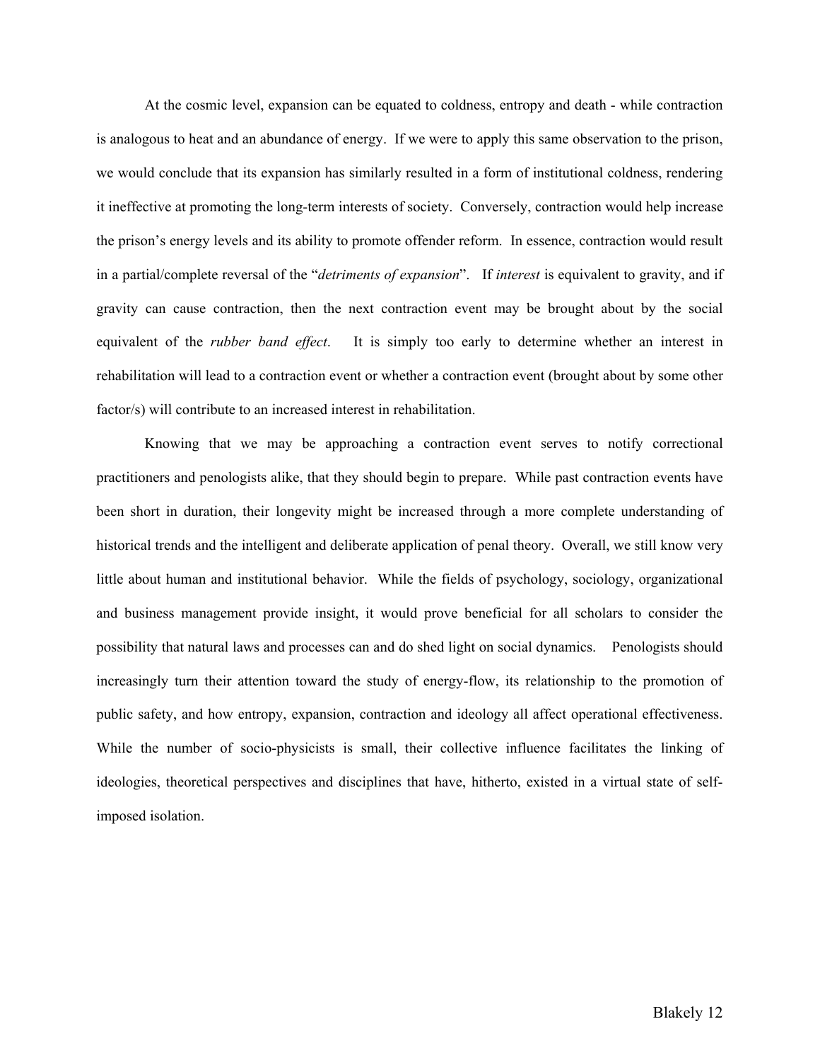At the cosmic level, expansion can be equated to coldness, entropy and death - while contraction is analogous to heat and an abundance of energy. If we were to apply this same observation to the prison, we would conclude that its expansion has similarly resulted in a form of institutional coldness, rendering it ineffective at promoting the long-term interests of society. Conversely, contraction would help increase the prison's energy levels and its ability to promote offender reform. In essence, contraction would result in a partial/complete reversal of the "*detriments of expansion*". If *interest* is equivalent to gravity, and if gravity can cause contraction, then the next contraction event may be brought about by the social equivalent of the *rubber band effect*. It is simply too early to determine whether an interest in rehabilitation will lead to a contraction event or whether a contraction event (brought about by some other factor/s) will contribute to an increased interest in rehabilitation.

Knowing that we may be approaching a contraction event serves to notify correctional practitioners and penologists alike, that they should begin to prepare. While past contraction events have been short in duration, their longevity might be increased through a more complete understanding of historical trends and the intelligent and deliberate application of penal theory. Overall, we still know very little about human and institutional behavior. While the fields of psychology, sociology, organizational and business management provide insight, it would prove beneficial for all scholars to consider the possibility that natural laws and processes can and do shed light on social dynamics. Penologists should increasingly turn their attention toward the study of energy-flow, its relationship to the promotion of public safety, and how entropy, expansion, contraction and ideology all affect operational effectiveness. While the number of socio-physicists is small, their collective influence facilitates the linking of ideologies, theoretical perspectives and disciplines that have, hitherto, existed in a virtual state of self-imposed isolation.